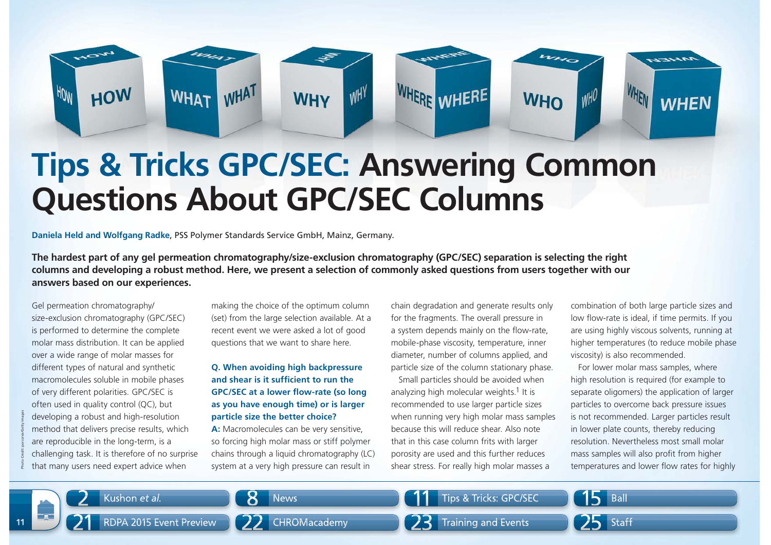# Tips & Tricks GPC/SEC: Answering Common Questions About GPC/SEC Columns

**Daniela Held and Wolfgang Radke**, PSS Polymer Standards Service GmbH, Mainz, Germany.

**The hardest part of any gel permeation chromatography/size-exclusion chromatography (GPC/SEC) separation is selecting the right columns and developing a robust method. Here, we present a selection of commonly asked questions from users together with our answers based on our experiences.**

Gel permeation chromatography/size-exclusion chromatography (GPC/SEC) is performed to determine the complete molar mass distribution. It can be applied over a wide range of molar masses for different types of natural and synthetic macromolecules soluble in mobile phases of very different polarities. GPC/SEC is often used in quality control (QC), but developing a robust and high-resolution method that delivers precise results, which are reproducible in the long-term, is a challenging task. It is therefore of no surprise that many users need expert advice when making the choice of the optimum column (set) from the large selection available. At a recent event we were asked a lot of good questions that we want to share here.

**Q. When avoiding high backpressure and shear is it sufficient to run the GPC/SEC at a lower flow-rate (so long as you have enough time) or is larger particle size the better choice?**

**A:** Macromolecules can be very sensitive, so forcing high molar mass or stiff polymer chains through a liquid chromatography (LC) system at a very high pressure can result in chain degradation and generate results only for the fragments. The overall pressure in a system depends mainly on the flow-rate, mobile-phase viscosity, temperature, inner diameter, number of columns applied, and particle size of the column stationary phase.

Small particles should be avoided when analyzing high molecular weights.[1] It is recommended to use larger particle sizes when running very high molar mass samples because this will reduce shear. Also note that in this case column frits with larger porosity are used and this further reduces shear stress. For really high molar masses a combination of both large particle sizes and low flow-rate is ideal, if time permits. If you are using highly viscous solvents, running at higher temperatures (to reduce mobile phase viscosity) is also recommended.

For lower molar mass samples, where high resolution is required (for example to separate oligomers) the application of larger particles to overcome back pressure issues is not recommended. Larger particles result in lower plate counts, thereby reducing resolution. Nevertheless most small molar mass samples will also profit from higher temperatures and lower flow rates for highly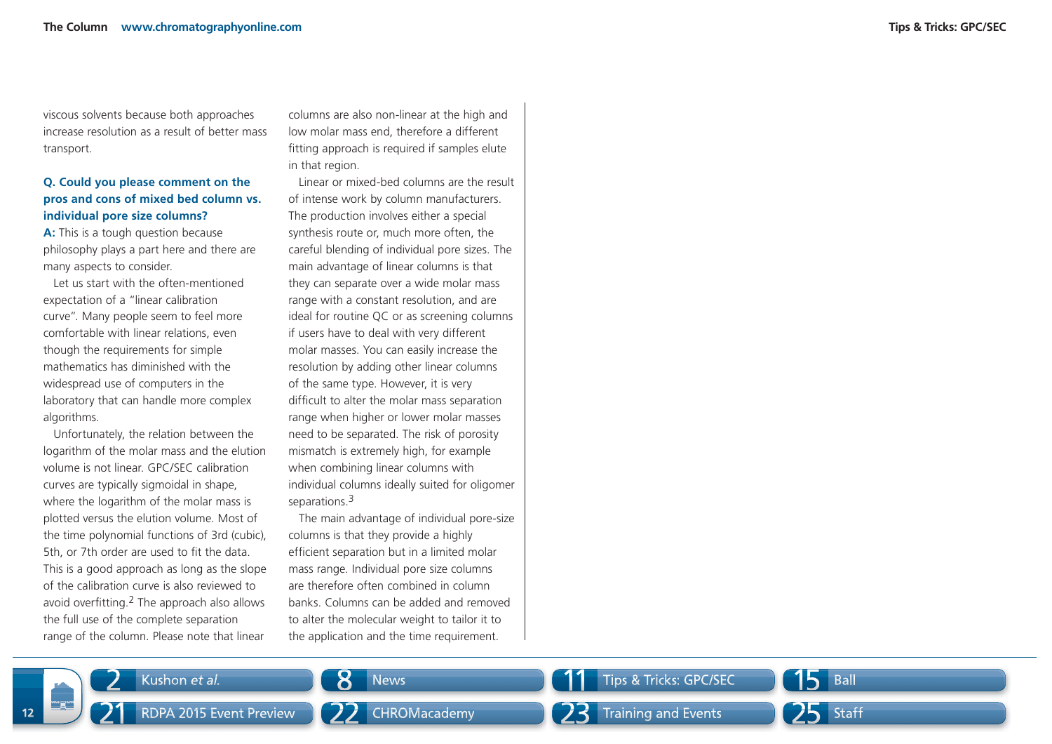viscous solvents because both approaches increase resolution as a result of better mass transport.

**Q. Could you please comment on the pros and cons of mixed bed column vs. individual pore size columns?**

**A:** This is a tough question because philosophy plays a part here and there are many aspects to consider.

Let us start with the often-mentioned expectation of a "linear calibration curve". Many people seem to feel more comfortable with linear relations, even though the requirements for simple mathematics has diminished with the widespread use of computers in the laboratory that can handle more complex algorithms.

Unfortunately, the relation between the logarithm of the molar mass and the elution volume is not linear. GPC/SEC calibration curves are typically sigmoidal in shape, where the logarithm of the molar mass is plotted versus the elution volume. Most of the time polynomial functions of 3rd (cubic), 5th, or 7th order are used to fit the data. This is a good approach as long as the slope of the calibration curve is also reviewed to avoid overfitting.[2] The approach also allows the full use of the complete separation range of the column. Please note that linear columns are also non-linear at the high and low molar mass end, therefore a different fitting approach is required if samples elute in that region.

Linear or mixed-bed columns are the result of intense work by column manufacturers. The production involves either a special synthesis route or, much more often, the careful blending of individual pore sizes. The main advantage of linear columns is that they can separate over a wide molar mass range with a constant resolution, and are ideal for routine QC or as screening columns if users have to deal with very different molar masses. You can easily increase the resolution by adding other linear columns of the same type. However, it is very difficult to alter the molar mass separation range when higher or lower molar masses need to be separated. The risk of porosity mismatch is extremely high, for example when combining linear columns with individual columns ideally suited for oligomer separations.[3]

The main advantage of individual pore-size columns is that they provide a highly efficient separation but in a limited molar mass range. Individual pore size columns are therefore often combined in column banks. Columns can be added and removed to alter the molecular weight to tailor it to the application and the time requirement.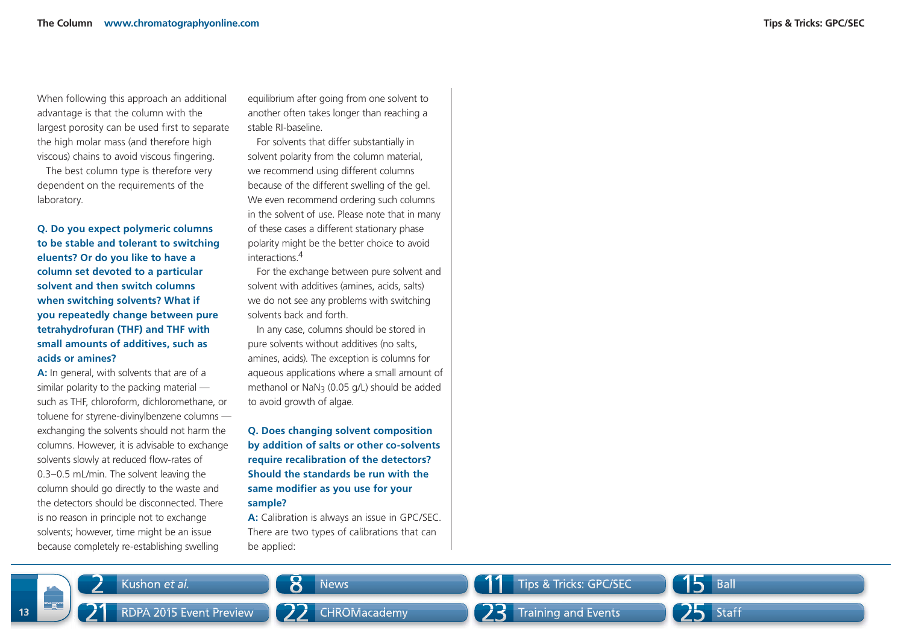When following this approach an additional advantage is that the column with the largest porosity can be used first to separate the high molar mass (and therefore high viscous) chains to avoid viscous fingering.

The best column type is therefore very dependent on the requirements of the laboratory.

**Q. Do you expect polymeric columns to be stable and tolerant to switching eluents? Or do you like to have a column set devoted to a particular solvent and then switch columns when switching solvents? What if you repeatedly change between pure tetrahydrofuran (THF) and THF with small amounts of additives, such as acids or amines?**

**A:** In general, with solvents that are of a similar polarity to the packing material — such as THF, chloroform, dichloromethane, or toluene for styrene-divinylbenzene columns — exchanging the solvents should not harm the columns. However, it is advisable to exchange solvents slowly at reduced flow-rates of 0.3–0.5 mL/min. The solvent leaving the column should go directly to the waste and the detectors should be disconnected. There is no reason in principle not to exchange solvents; however, time might be an issue because completely re-establishing swelling equilibrium after going from one solvent to another often takes longer than reaching a stable RI-baseline.

For solvents that differ substantially in solvent polarity from the column material, we recommend using different columns because of the different swelling of the gel. We even recommend ordering such columns in the solvent of use. Please note that in many of these cases a different stationary phase polarity might be the better choice to avoid interactions.[4]

For the exchange between pure solvent and solvent with additives (amines, acids, salts) we do not see any problems with switching solvents back and forth.

In any case, columns should be stored in pure solvents without additives (no salts, amines, acids). The exception is columns for aqueous applications where a small amount of methanol or $NaN_3$ (0.05 g/L) should be added to avoid growth of algae.

**Q. Does changing solvent composition by addition of salts or other co-solvents require recalibration of the detectors? Should the standards be run with the same modifier as you use for your sample?**

**A:** Calibration is always an issue in GPC/SEC. There are two types of calibrations that can be applied: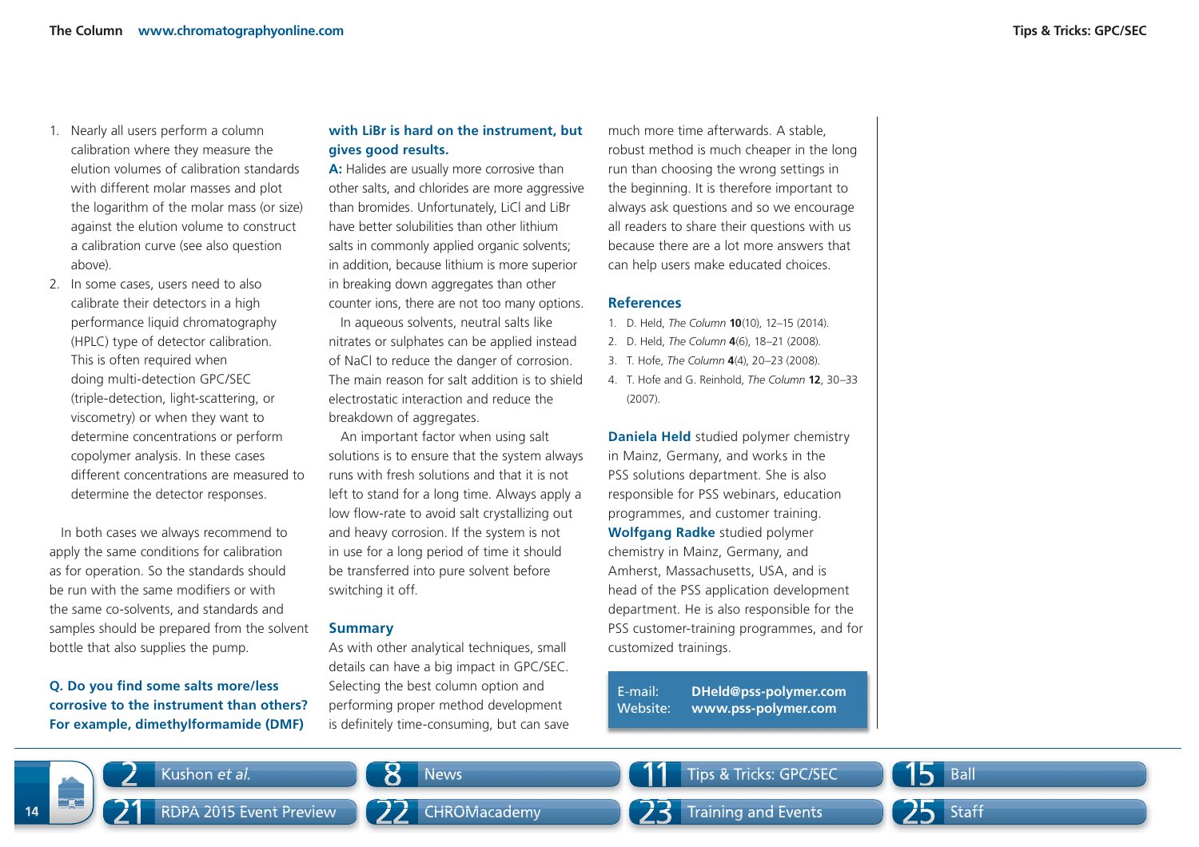1. Nearly all users perform a column calibration where they measure the elution volumes of calibration standards with different molar masses and plot the logarithm of the molar mass (or size) against the elution volume to construct a calibration curve (see also question above).
2. In some cases, users need to also calibrate their detectors in a high performance liquid chromatography (HPLC) type of detector calibration. This is often required when doing multi-detection GPC/SEC (triple-detection, light-scattering, or viscometry) or when they want to determine concentrations or perform copolymer analysis. In these cases different concentrations are measured to determine the detector responses.

In both cases we always recommend to apply the same conditions for calibration as for operation. So the standards should be run with the same modifiers or with the same co-solvents, and standards and samples should be prepared from the solvent bottle that also supplies the pump.

**Q. Do you find some salts more/less corrosive to the instrument than others? For example, dimethylformamide (DMF) with LiBr is hard on the instrument, but gives good results.**

**A:** Halides are usually more corrosive than other salts, and chlorides are more aggressive than bromides. Unfortunately, LiCl and LiBr have better solubilities than other lithium salts in commonly applied organic solvents; in addition, because lithium is more superior in breaking down aggregates than other counter ions, there are not too many options.

In aqueous solvents, neutral salts like nitrates or sulphates can be applied instead of NaCl to reduce the danger of corrosion. The main reason for salt addition is to shield electrostatic interaction and reduce the breakdown of aggregates.

An important factor when using salt solutions is to ensure that the system always runs with fresh solutions and that it is not left to stand for a long time. Always apply a low flow-rate to avoid salt crystallizing out and heavy corrosion. If the system is not in use for a long period of time it should be transferred into pure solvent before switching it off.

## Summary

As with other analytical techniques, small details can have a big impact in GPC/SEC. Selecting the best column option and performing proper method development is definitely time-consuming, but can save much more time afterwards. A stable, robust method is much cheaper in the long run than choosing the wrong settings in the beginning. It is therefore important to always ask questions and so we encourage all readers to share their questions with us because there are a lot more answers that can help users make educated choices.

## References

1. D. Held, *The Column* **10**(10), 12–15 (2014).
2. D. Held, *The Column* **4**(6), 18–21 (2008).
3. T. Hofe, *The Column* **4**(4), 20–23 (2008).
4. T. Hofe and G. Reinhold, *The Column* **12**, 30–33 (2007).

**Daniela Held** studied polymer chemistry in Mainz, Germany, and works in the PSS solutions department. She is also responsible for PSS webinars, education programmes, and customer training.

**Wolfgang Radke** studied polymer chemistry in Mainz, Germany, and Amherst, Massachusetts, USA, and is head of the PSS application development department. He is also responsible for the PSS customer-training programmes, and for customized trainings.

E-mail: **DHeld@pss-polymer.com**
Website: **www.pss-polymer.com**